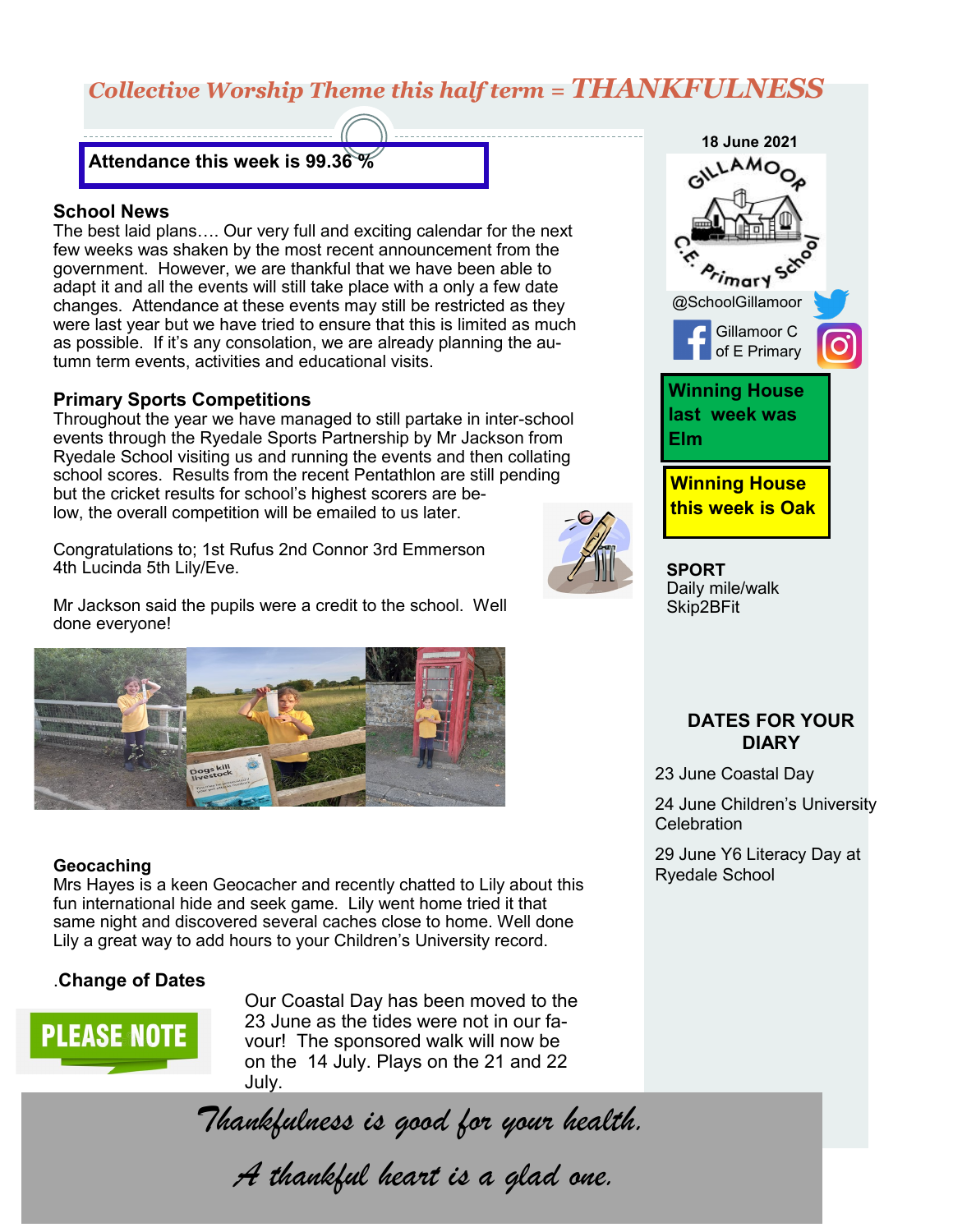# Collective Worship Theme this half term = *THANKFULNESS*

**Attendance this week is 99.36 %**

## School News

The best laid plans…. Our very full and exciting calendar for the next few weeks was shaken by the most recent announcement from the government. However, we are thankful that we have been able to adapt it and all the events will still take place with a only a few date changes. Attendance at these events may still be restricted as they were last year but we have tried to ensure that this is limited as much as possible. If it's any consolation, we are already planning the autumn term events, activities and educational visits.

## Primary Sports Competitions

Throughout the year we have managed to still partake in inter-school events through the Ryedale Sports Partnership by Mr Jackson from Ryedale School visiting us and running the events and then collating school scores. Results from the recent Pentathlon are still pending but the cricket results for school's highest scorers are below, the overall competition will be emailed to us later.

Congratulations to; 1st Rufus 2nd Connor 3rd Emmerson 4th Lucinda 5th Lily/Eve.

Mr Jackson said the pupils were a credit to the school. Well done everyone!

## Geocaching

Mrs Hayes is a keen Geocacher and recently chatted to Lily about this fun international hide and seek game. Lily went home tried it that same night and discovered several caches close to home. Well done Lily a great way to add hours to your Children's University record.

## .Change of Dates

**PLEASE NOTE**

Our Coastal Day has been moved to the 23 June as the tides were not in our favour! The sponsored walk will now be on the 14 July. Plays on the 21 and 22 July.

*Thankfulness is good for your health.*

*A thankful heart is a glad one.*

---

**18 June 2021**

Gillamoor C.E. Primary School

@SchoolGillamoor

Gillamoor C of E Primary

**Winning House last week was Elm**

**Winning House this week is Oak**

**SPORT**
Daily mile/walk
Skip2BFit

### DATES FOR YOUR DIARY

23 June Coastal Day

24 June Children's University Celebration

29 June Y6 Literacy Day at Ryedale School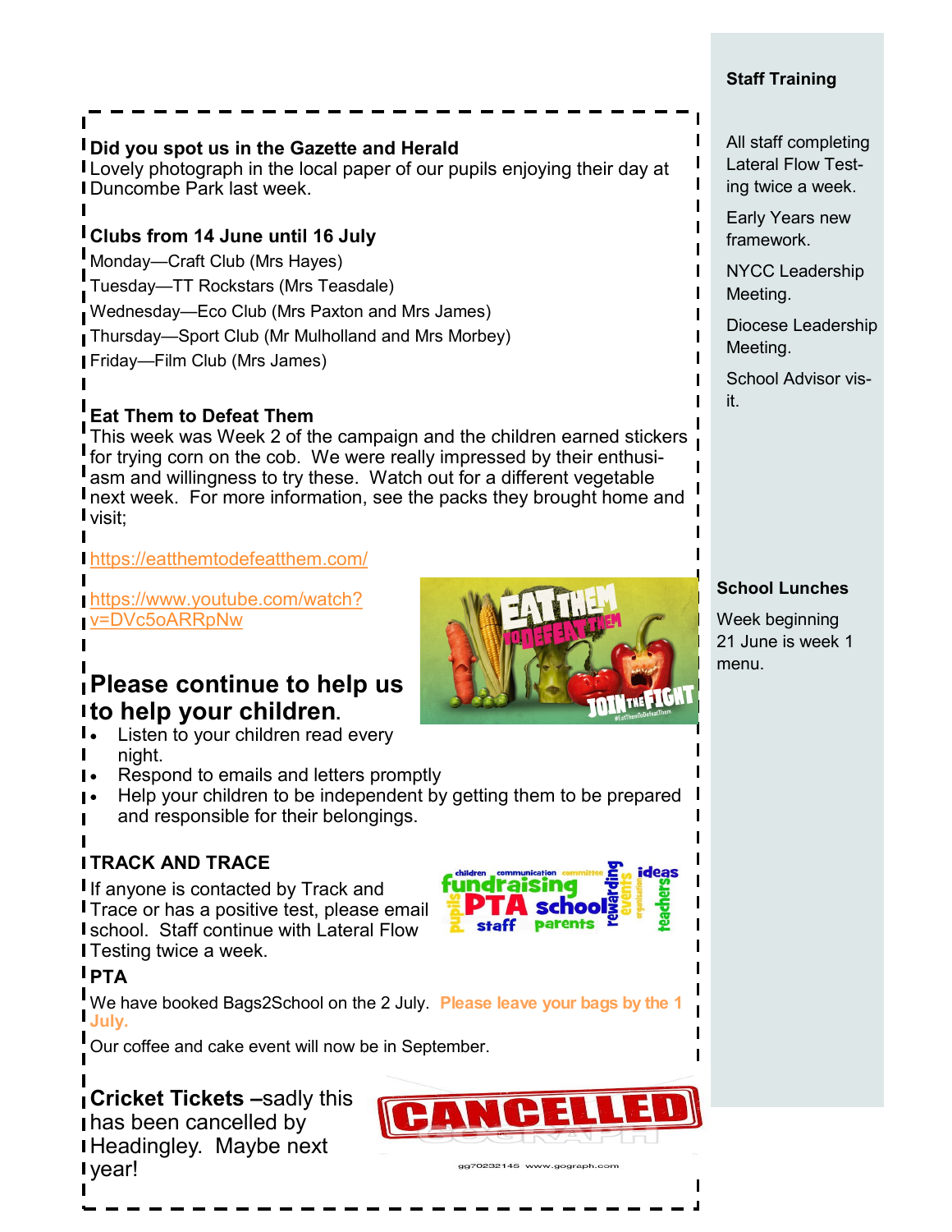**Did you spot us in the Gazette and Herald**
Lovely photograph in the local paper of our pupils enjoying their day at Duncombe Park last week.

**Clubs from 14 June until 16 July**

Monday—Craft Club (Mrs Hayes)

Tuesday—TT Rockstars (Mrs Teasdale)

Wednesday—Eco Club (Mrs Paxton and Mrs James)

Thursday—Sport Club (Mr Mulholland and Mrs Morbey)

Friday—Film Club (Mrs James)

**Eat Them to Defeat Them**
This week was Week 2 of the campaign and the children earned stickers for trying corn on the cob. We were really impressed by their enthusiasm and willingness to try these. Watch out for a different vegetable next week. For more information, see the packs they brought home and visit;

https://eatthemtodefeatthem.com/

https://www.youtube.com/watch?v=DVc5oARRpNw

## Please continue to help us to help your children.

- Listen to your children read every night.
- Respond to emails and letters promptly
- Help your children to be independent by getting them to be prepared and responsible for their belongings.

**TRACK AND TRACE**

If anyone is contacted by Track and Trace or has a positive test, please email school. Staff continue with Lateral Flow Testing twice a week.

**PTA**

We have booked Bags2School on the 2 July. **Please leave your bags by the 1 July.**

Our coffee and cake event will now be in September.

**Cricket Tickets** –sadly this has been cancelled by Headingley. Maybe next year!

**Staff Training**

All staff completing Lateral Flow Testing twice a week.

Early Years new framework.

NYCC Leadership Meeting.

Diocese Leadership Meeting.

School Advisor visit.

**School Lunches**

Week beginning 21 June is week 1 menu.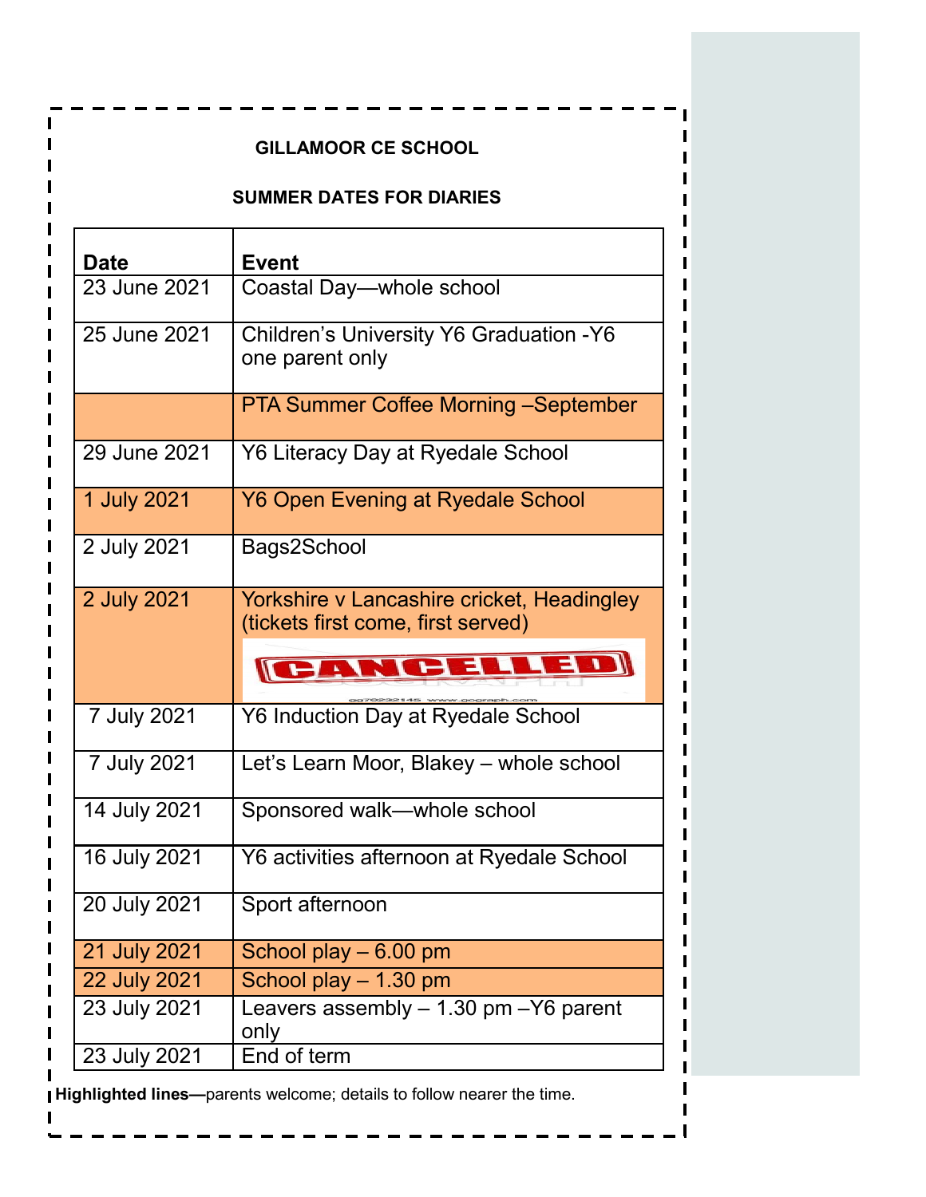**GILLAMOOR CE SCHOOL**

**SUMMER DATES FOR DIARIES**

| Date | Event |
|---|---|
| 23 June 2021 | Coastal Day—whole school |
| 25 June 2021 | Children's University Y6 Graduation -Y6 one parent only |
| | PTA Summer Coffee Morning –September |
| 29 June 2021 | Y6 Literacy Day at Ryedale School |
| 1 July 2021 | Y6 Open Evening at Ryedale School |
| 2 July 2021 | Bags2School |
| 2 July 2021 | Yorkshire v Lancashire cricket, Headingley (tickets first come, first served) CANCELLED |
| 7 July 2021 | Y6 Induction Day at Ryedale School |
| 7 July 2021 | Let's Learn Moor, Blakey – whole school |
| 14 July 2021 | Sponsored walk—whole school |
| 16 July 2021 | Y6 activities afternoon at Ryedale School |
| 20 July 2021 | Sport afternoon |
| 21 July 2021 | School play – 6.00 pm |
| 22 July 2021 | School play – 1.30 pm |
| 23 July 2021 | Leavers assembly – 1.30 pm –Y6 parent only |
| 23 July 2021 | End of term |

**Highlighted lines—**parents welcome; details to follow nearer the time.